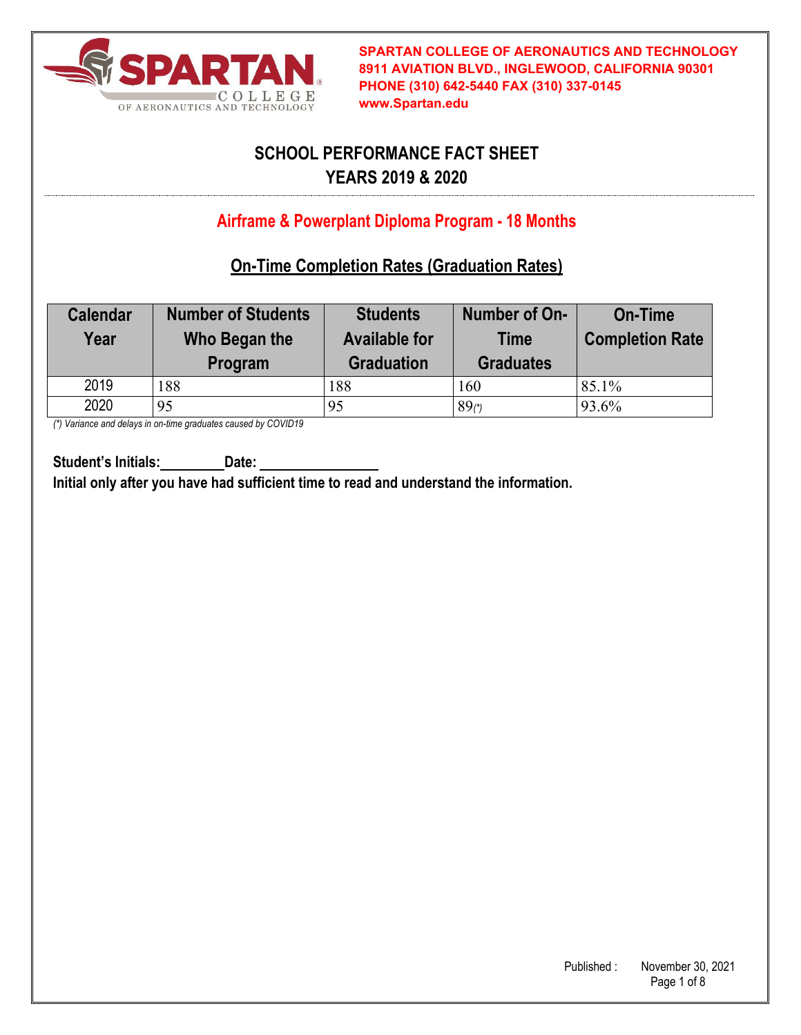SPARTAN COLLEGE OF AERONAUTICS AND TECHNOLOGY
8911 AVIATION BLVD., INGLEWOOD, CALIFORNIA 90301
PHONE (310) 642-5440 FAX (310) 337-0145
www.Spartan.edu

# SCHOOL PERFORMANCE FACT SHEET
# YEARS 2019 & 2020

## Airframe & Powerplant Diploma Program - 18 Months

### On-Time Completion Rates (Graduation Rates)

| Calendar Year | Number of Students Who Began the Program | Students Available for Graduation | Number of On-Time Graduates | On-Time Completion Rate |
|---|---|---|---|---|
| 2019 | 188 | 188 | 160 | 85.1% |
| 2020 | 95 | 95 | 89(*) | 93.6% |

*(\*) Variance and delays in on-time graduates caused by COVID19*

**Student's Initials:\_\_\_\_\_\_\_\_\_\_Date: \_\_\_\_\_\_\_\_\_\_\_\_\_\_\_\_\_\_**
**Initial only after you have had sufficient time to read and understand the information.**

Published : November 30, 2021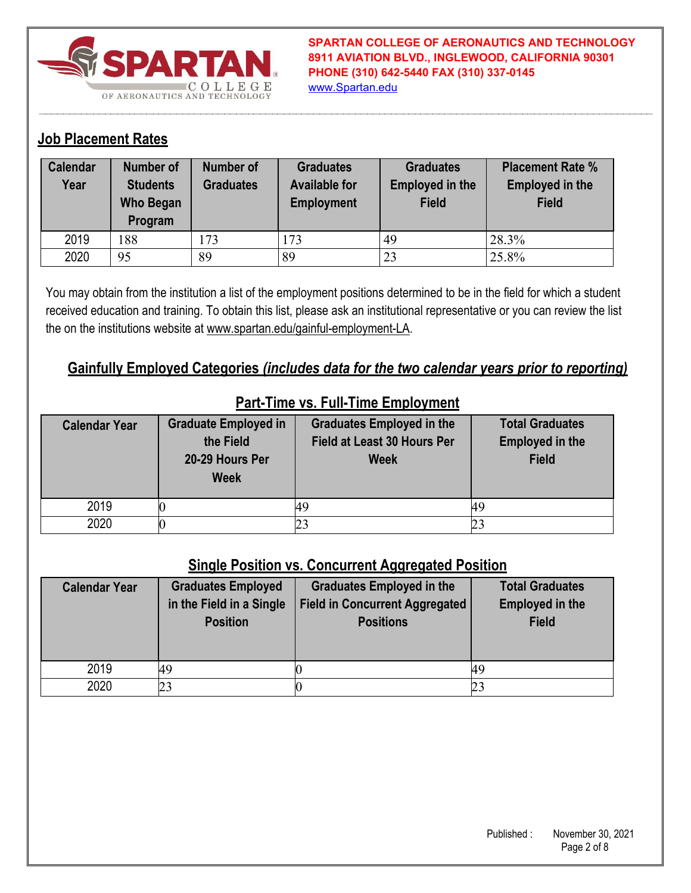SPARTAN COLLEGE OF AERONAUTICS AND TECHNOLOGY
8911 AVIATION BLVD., INGLEWOOD, CALIFORNIA 90301
PHONE (310) 642-5440 FAX (310) 337-0145
www.Spartan.edu

## Job Placement Rates

| Calendar Year | Number of Students Who Began Program | Number of Graduates | Graduates Available for Employment | Graduates Employed in the Field | Placement Rate % Employed in the Field |
|---|---|---|---|---|---|
| 2019 | 188 | 173 | 173 | 49 | 28.3% |
| 2020 | 95 | 89 | 89 | 23 | 25.8% |

You may obtain from the institution a list of the employment positions determined to be in the field for which a student received education and training. To obtain this list, please ask an institutional representative or you can review the list the on the institutions website at www.spartan.edu/gainful-employment-LA.

## Gainfully Employed Categories *(includes data for the two calendar years prior to reporting)*

### Part-Time vs. Full-Time Employment

| Calendar Year | Graduate Employed in the Field 20-29 Hours Per Week | Graduates Employed in the Field at Least 30 Hours Per Week | Total Graduates Employed in the Field |
|---|---|---|---|
| 2019 | 0 | 49 | 49 |
| 2020 | 0 | 23 | 23 |

### Single Position vs. Concurrent Aggregated Position

| Calendar Year | Graduates Employed in the Field in a Single Position | Graduates Employed in the Field in Concurrent Aggregated Positions | Total Graduates Employed in the Field |
|---|---|---|---|
| 2019 | 49 | 0 | 49 |
| 2020 | 23 | 0 | 23 |

Published : November 30, 2021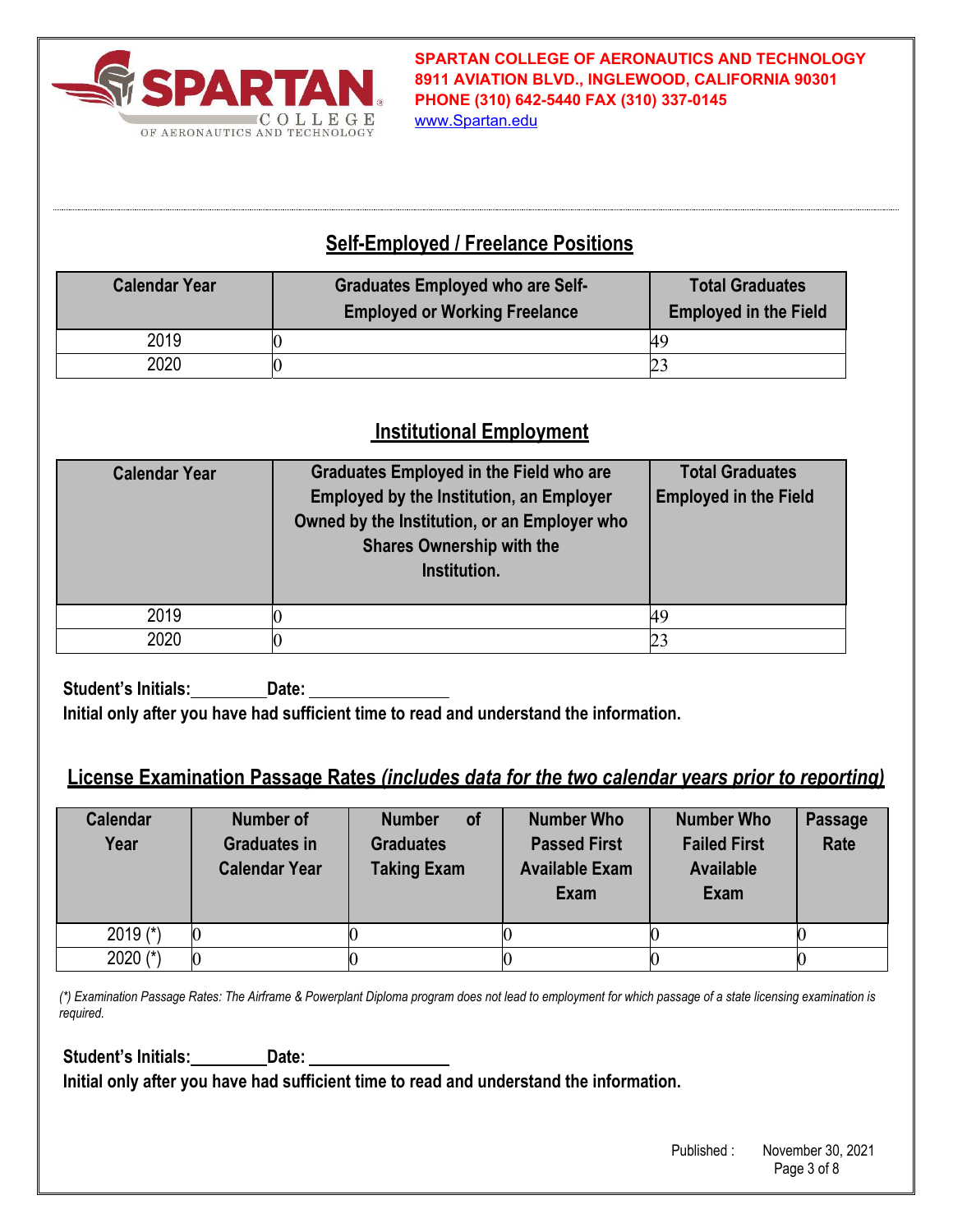**SPARTAN COLLEGE OF AERONAUTICS AND TECHNOLOGY**
**8911 AVIATION BLVD., INGLEWOOD, CALIFORNIA 90301**
**PHONE (310) 642-5440 FAX (310) 337-0145**
www.Spartan.edu

## Self-Employed / Freelance Positions

| Calendar Year | Graduates Employed who are Self-Employed or Working Freelance | Total Graduates Employed in the Field |
|---|---|---|
| 2019 | 0 | 49 |
| 2020 | 0 | 23 |

## Institutional Employment

| Calendar Year | Graduates Employed in the Field who are Employed by the Institution, an Employer Owned by the Institution, or an Employer who Shares Ownership with the Institution. | Total Graduates Employed in the Field |
|---|---|---|
| 2019 | 0 | 49 |
| 2020 | 0 | 23 |

**Student's Initials:\_\_\_\_\_\_\_\_\_\_Date: \_\_\_\_\_\_\_\_\_\_\_\_\_\_\_\_\_**
**Initial only after you have had sufficient time to read and understand the information.**

## License Examination Passage Rates *(includes data for the two calendar years prior to reporting)*

| Calendar Year | Number of Graduates in Calendar Year | Number of Graduates Taking Exam | Number Who Passed First Available Exam Exam | Number Who Failed First Available Exam | Passage Rate |
|---|---|---|---|---|---|
| 2019 (*) | 0 | 0 | 0 | 0 | 0 |
| 2020 (*) | 0 | 0 | 0 | 0 | 0 |

*(\*) Examination Passage Rates: The Airframe & Powerplant Diploma program does not lead to employment for which passage of a state licensing examination is required.*

**Student's Initials:\_\_\_\_\_\_\_\_\_\_Date: \_\_\_\_\_\_\_\_\_\_\_\_\_\_\_\_\_**
**Initial only after you have had sufficient time to read and understand the information.**

Published : November 30, 2021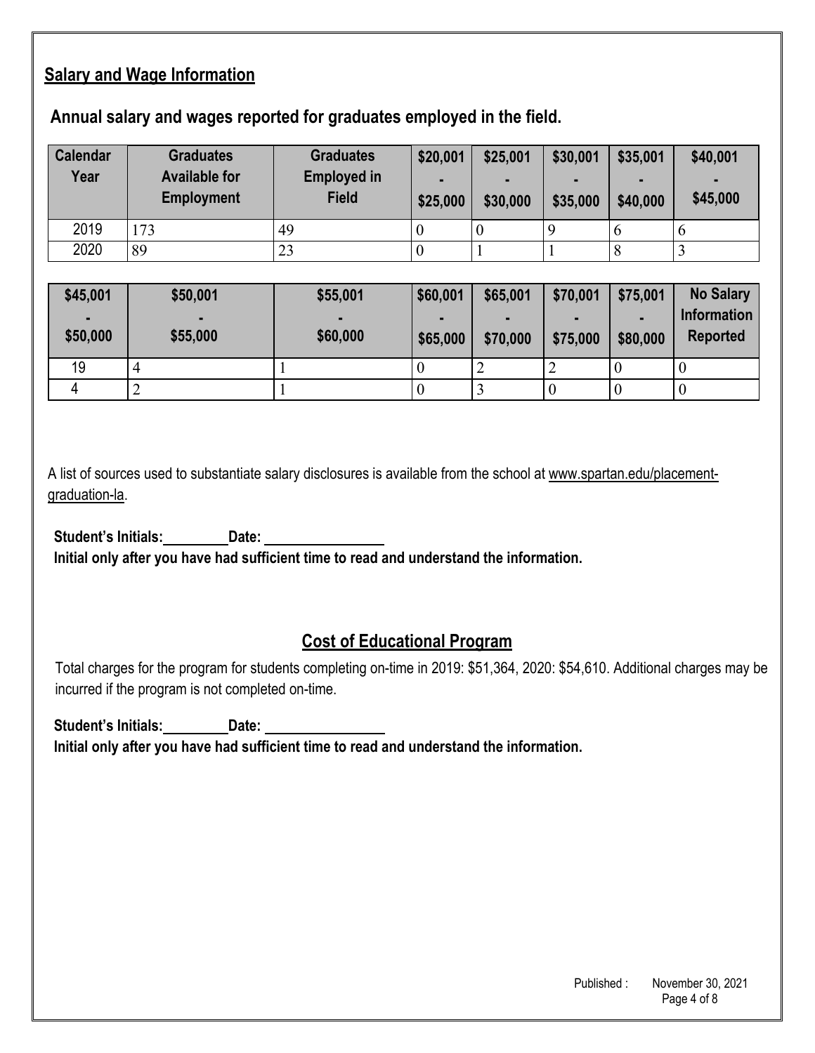## Salary and Wage Information

### Annual salary and wages reported for graduates employed in the field.

| Calendar Year | Graduates Available for Employment | Graduates Employed in Field | $20,001 - $25,000 | $25,001 - $30,000 | $30,001 - $35,000 | $35,001 - $40,000 | $40,001 - $45,000 |
|---|---|---|---|---|---|---|---|
| 2019 | 173 | 49 | 0 | 0 | 9 | 6 | 6 |
| 2020 | 89 | 23 | 0 | 1 | 1 | 8 | 3 |

| $45,001 - $50,000 | $50,001 - $55,000 | $55,001 - $60,000 | $60,001 - $65,000 | $65,001 - $70,000 | $70,001 - $75,000 | $75,001 - $80,000 | No Salary Information Reported |
|---|---|---|---|---|---|---|---|
| 19 | 4 | 1 | 0 | 2 | 2 | 0 | 0 |
| 4 | 2 | 1 | 0 | 3 | 0 | 0 | 0 |

A list of sources used to substantiate salary disclosures is available from the school at www.spartan.edu/placement-graduation-la.

**Student's Initials:\_\_\_\_\_\_\_\_\_ Date: \_\_\_\_\_\_\_\_\_\_\_\_\_\_\_\_**
**Initial only after you have had sufficient time to read and understand the information.**

## Cost of Educational Program

Total charges for the program for students completing on-time in 2019: $51,364, 2020: $54,610. Additional charges may be incurred if the program is not completed on-time.

**Student's Initials:\_\_\_\_\_\_\_\_\_ Date: \_\_\_\_\_\_\_\_\_\_\_\_\_\_\_\_**
**Initial only after you have had sufficient time to read and understand the information.**

Published : November 30, 2021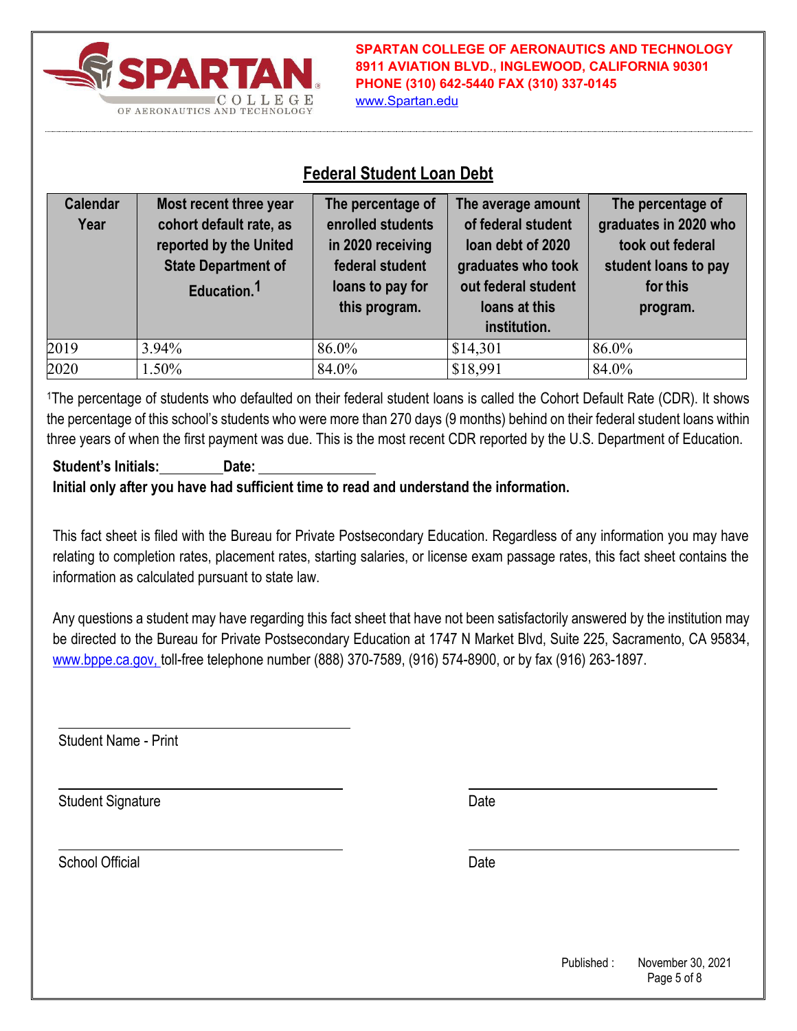**SPARTAN COLLEGE OF AERONAUTICS AND TECHNOLOGY**
**8911 AVIATION BLVD., INGLEWOOD, CALIFORNIA 90301**
**PHONE (310) 642-5440 FAX (310) 337-0145**
www.Spartan.edu

## Federal Student Loan Debt

| Calendar Year | Most recent three year cohort default rate, as reported by the United State Department of Education.[1] | The percentage of enrolled students in 2020 receiving federal student loans to pay for this program. | The average amount of federal student loan debt of 2020 graduates who took out federal student loans at this institution. | The percentage of graduates in 2020 who took out federal student loans to pay for this program. |
|---|---|---|---|---|
| 2019 | 3.94% | 86.0% | $14,301 | 86.0% |
| 2020 | 1.50% | 84.0% | $18,991 | 84.0% |

[1]The percentage of students who defaulted on their federal student loans is called the Cohort Default Rate (CDR). It shows the percentage of this school's students who were more than 270 days (9 months) behind on their federal student loans within three years of when the first payment was due. This is the most recent CDR reported by the U.S. Department of Education.

**Student's Initials:\_\_\_\_\_\_\_\_Date: \_\_\_\_\_\_\_\_\_\_\_\_\_\_\_**
**Initial only after you have had sufficient time to read and understand the information.**

This fact sheet is filed with the Bureau for Private Postsecondary Education. Regardless of any information you may have relating to completion rates, placement rates, starting salaries, or license exam passage rates, this fact sheet contains the information as calculated pursuant to state law.

Any questions a student may have regarding this fact sheet that have not been satisfactorily answered by the institution may be directed to the Bureau for Private Postsecondary Education at 1747 N Market Blvd, Suite 225, Sacramento, CA 95834, www.bppe.ca.gov, toll-free telephone number (888) 370-7589, (916) 574-8900, or by fax (916) 263-1897.

\_\_\_\_\_\_\_\_\_\_\_\_\_\_\_\_\_\_\_\_\_\_\_\_\_\_\_\_\_\_
Student Name - Print

\_\_\_\_\_\_\_\_\_\_\_\_\_\_\_\_\_\_\_\_\_\_\_\_\_\_\_\_\_\_ \_\_\_\_\_\_\_\_\_\_\_\_\_\_\_\_\_\_\_\_\_\_\_\_\_\_
Student Signature Date

\_\_\_\_\_\_\_\_\_\_\_\_\_\_\_\_\_\_\_\_\_\_\_\_\_\_\_\_\_\_ \_\_\_\_\_\_\_\_\_\_\_\_\_\_\_\_\_\_\_\_\_\_\_\_\_\_
School Official Date

Published : November 30, 2021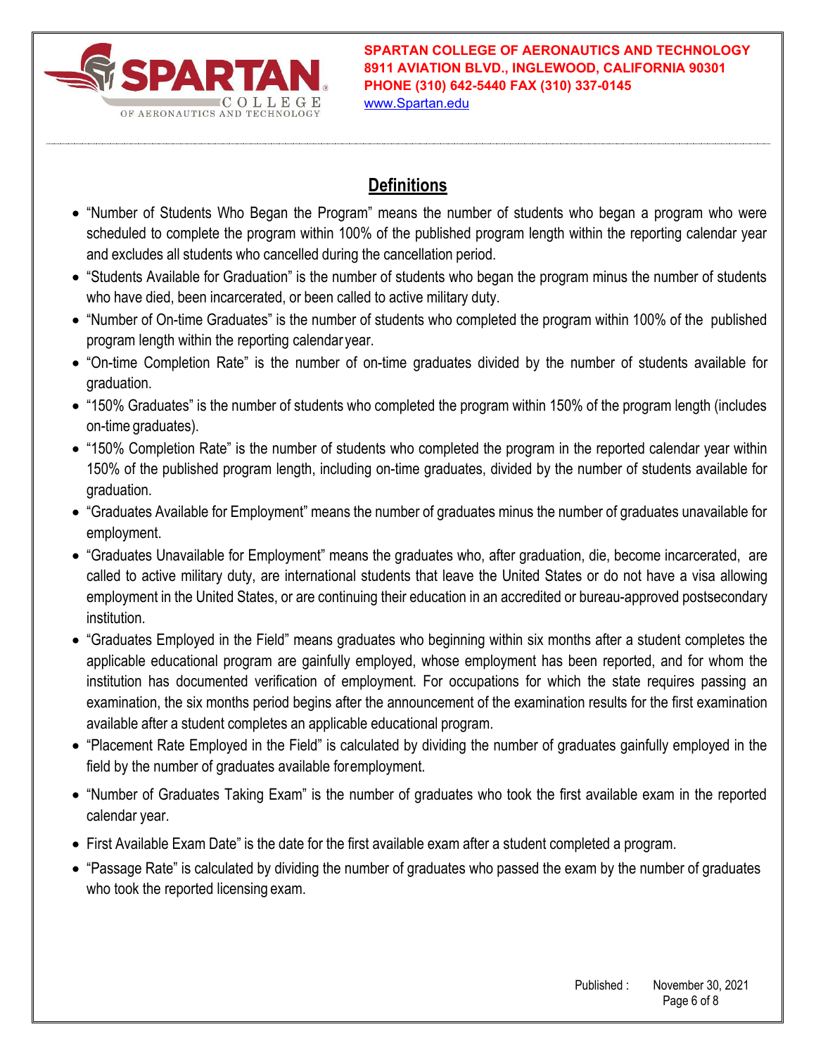## Definitions

- "Number of Students Who Began the Program" means the number of students who began a program who were scheduled to complete the program within 100% of the published program length within the reporting calendar year and excludes all students who cancelled during the cancellation period.
- "Students Available for Graduation" is the number of students who began the program minus the number of students who have died, been incarcerated, or been called to active military duty.
- "Number of On-time Graduates" is the number of students who completed the program within 100% of the published program length within the reporting calendar year.
- "On-time Completion Rate" is the number of on-time graduates divided by the number of students available for graduation.
- "150% Graduates" is the number of students who completed the program within 150% of the program length (includes on-time graduates).
- "150% Completion Rate" is the number of students who completed the program in the reported calendar year within 150% of the published program length, including on-time graduates, divided by the number of students available for graduation.
- "Graduates Available for Employment" means the number of graduates minus the number of graduates unavailable for employment.
- "Graduates Unavailable for Employment" means the graduates who, after graduation, die, become incarcerated, are called to active military duty, are international students that leave the United States or do not have a visa allowing employment in the United States, or are continuing their education in an accredited or bureau-approved postsecondary institution.
- "Graduates Employed in the Field" means graduates who beginning within six months after a student completes the applicable educational program are gainfully employed, whose employment has been reported, and for whom the institution has documented verification of employment. For occupations for which the state requires passing an examination, the six months period begins after the announcement of the examination results for the first examination available after a student completes an applicable educational program.
- "Placement Rate Employed in the Field" is calculated by dividing the number of graduates gainfully employed in the field by the number of graduates available for employment.
- "Number of Graduates Taking Exam" is the number of graduates who took the first available exam in the reported calendar year.
- First Available Exam Date" is the date for the first available exam after a student completed a program.
- "Passage Rate" is calculated by dividing the number of graduates who passed the exam by the number of graduates who took the reported licensing exam.

Published : November 30, 2021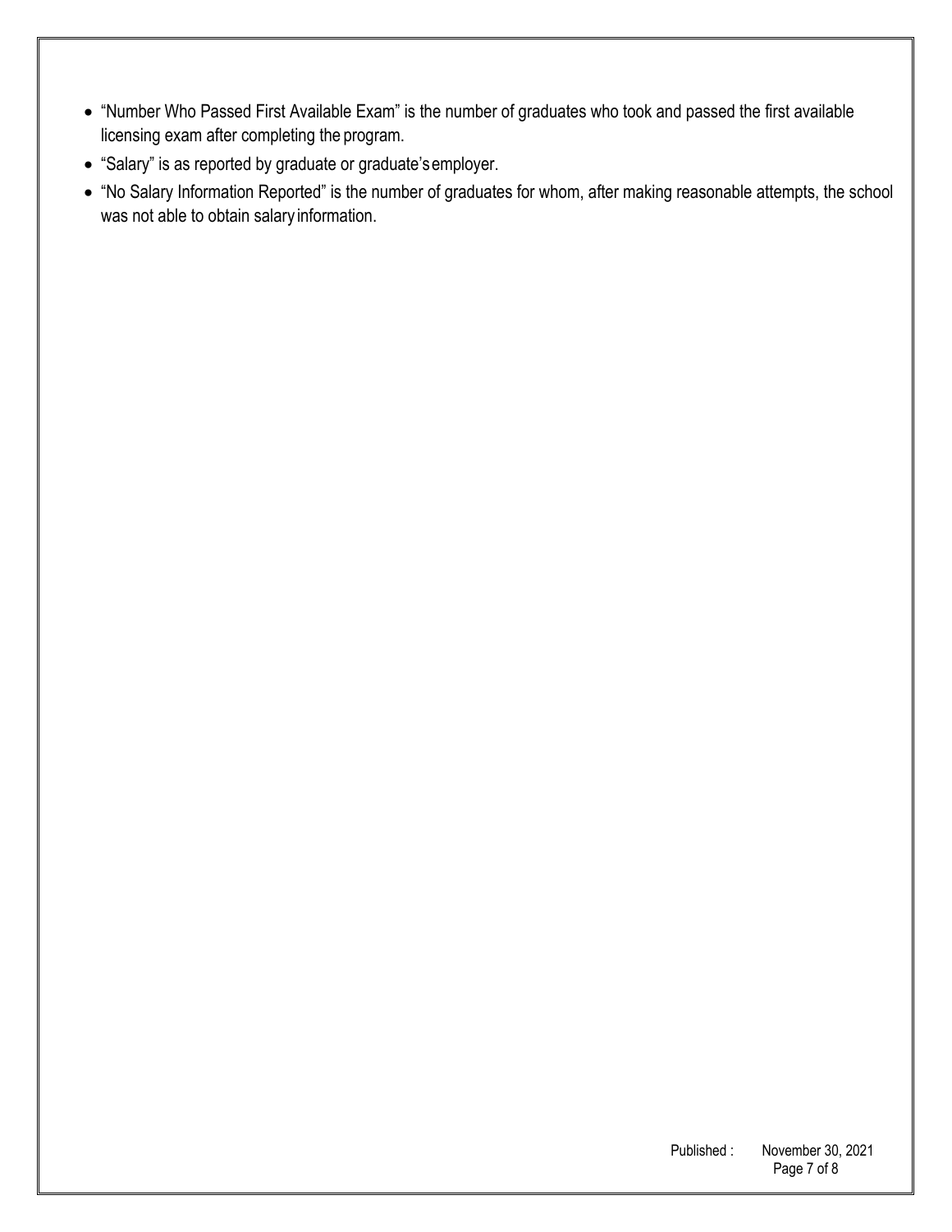- "Number Who Passed First Available Exam" is the number of graduates who took and passed the first available licensing exam after completing the program.
- "Salary" is as reported by graduate or graduate's employer.
- "No Salary Information Reported" is the number of graduates for whom, after making reasonable attempts, the school was not able to obtain salary information.

Published : November 30, 2021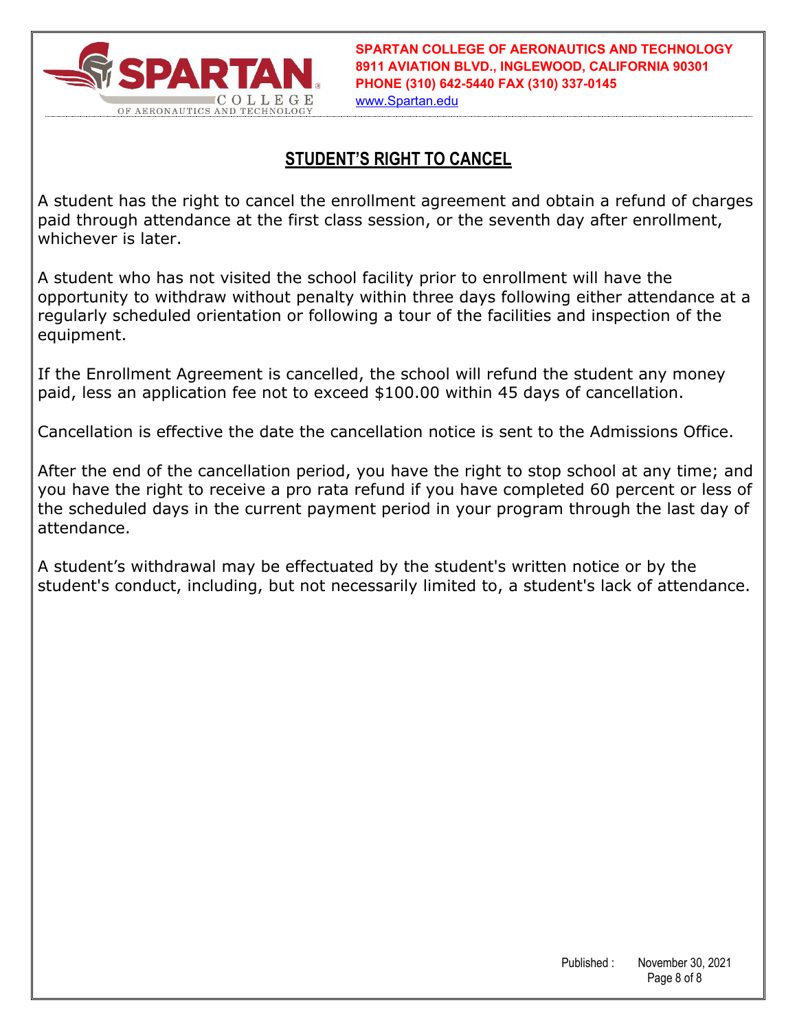## STUDENT'S RIGHT TO CANCEL

A student has the right to cancel the enrollment agreement and obtain a refund of charges paid through attendance at the first class session, or the seventh day after enrollment, whichever is later.

A student who has not visited the school facility prior to enrollment will have the opportunity to withdraw without penalty within three days following either attendance at a regularly scheduled orientation or following a tour of the facilities and inspection of the equipment.

If the Enrollment Agreement is cancelled, the school will refund the student any money paid, less an application fee not to exceed $100.00 within 45 days of cancellation.

Cancellation is effective the date the cancellation notice is sent to the Admissions Office.

After the end of the cancellation period, you have the right to stop school at any time; and you have the right to receive a pro rata refund if you have completed 60 percent or less of the scheduled days in the current payment period in your program through the last day of attendance.

A student's withdrawal may be effectuated by the student's written notice or by the student's conduct, including, but not necessarily limited to, a student's lack of attendance.